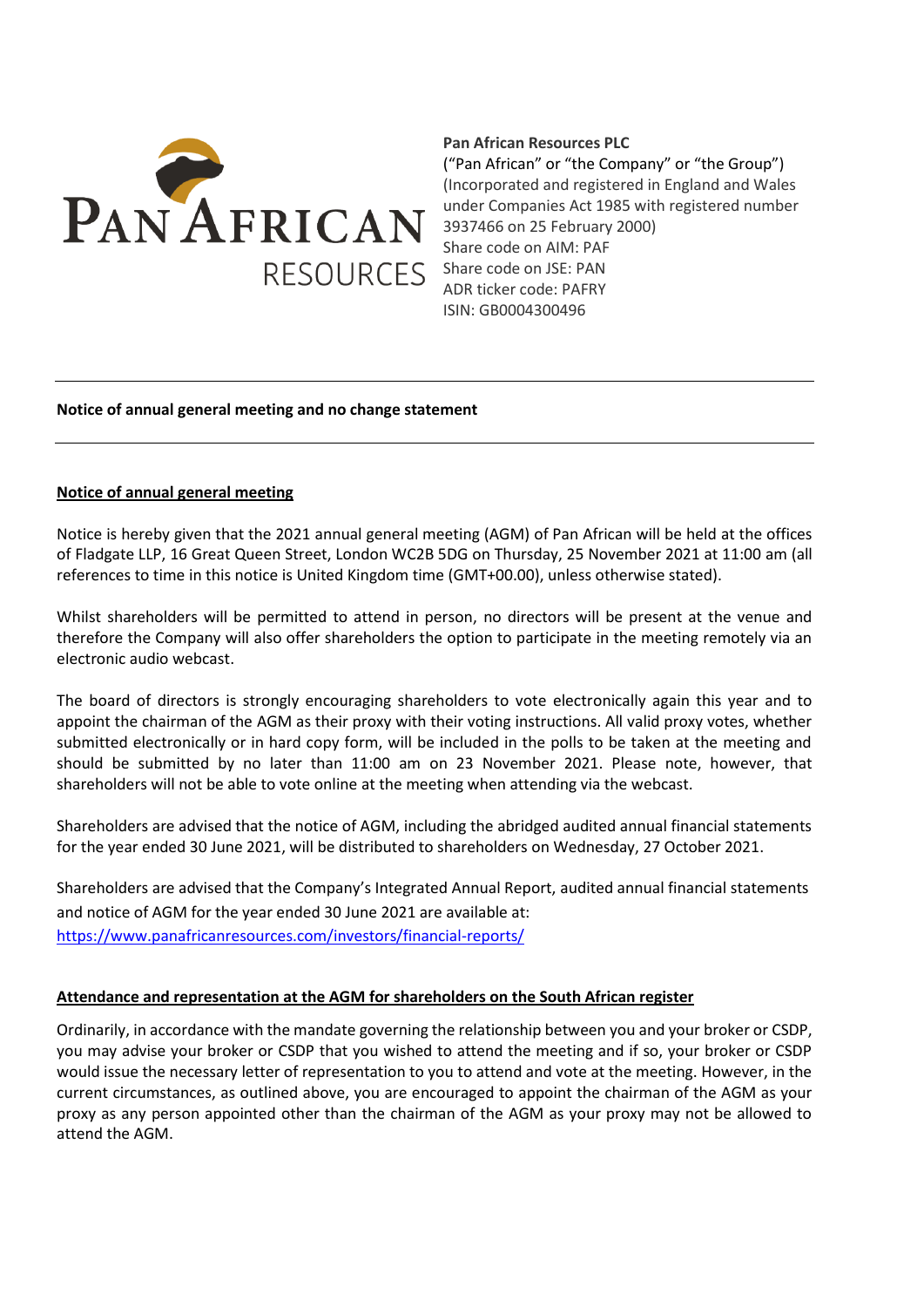**Pan African Resources PLC**
("Pan African" or "the Company" or "the Group")
(Incorporated and registered in England and Wales under Companies Act 1985 with registered number 3937466 on 25 February 2000)
Share code on AIM: PAF
Share code on JSE: PAN
ADR ticker code: PAFRY
ISIN: GB0004300496

---

**Notice of annual general meeting and no change statement**

---

## Notice of annual general meeting

Notice is hereby given that the 2021 annual general meeting (AGM) of Pan African will be held at the offices of Fladgate LLP, 16 Great Queen Street, London WC2B 5DG on Thursday, 25 November 2021 at 11:00 am (all references to time in this notice is United Kingdom time (GMT+00.00), unless otherwise stated).

Whilst shareholders will be permitted to attend in person, no directors will be present at the venue and therefore the Company will also offer shareholders the option to participate in the meeting remotely via an electronic audio webcast.

The board of directors is strongly encouraging shareholders to vote electronically again this year and to appoint the chairman of the AGM as their proxy with their voting instructions. All valid proxy votes, whether submitted electronically or in hard copy form, will be included in the polls to be taken at the meeting and should be submitted by no later than 11:00 am on 23 November 2021. Please note, however, that shareholders will not be able to vote online at the meeting when attending via the webcast.

Shareholders are advised that the notice of AGM, including the abridged audited annual financial statements for the year ended 30 June 2021, will be distributed to shareholders on Wednesday, 27 October 2021.

Shareholders are advised that the Company's Integrated Annual Report, audited annual financial statements and notice of AGM for the year ended 30 June 2021 are available at:
https://www.panafricanresources.com/investors/financial-reports/

## Attendance and representation at the AGM for shareholders on the South African register

Ordinarily, in accordance with the mandate governing the relationship between you and your broker or CSDP, you may advise your broker or CSDP that you wished to attend the meeting and if so, your broker or CSDP would issue the necessary letter of representation to you to attend and vote at the meeting. However, in the current circumstances, as outlined above, you are encouraged to appoint the chairman of the AGM as your proxy as any person appointed other than the chairman of the AGM as your proxy may not be allowed to attend the AGM.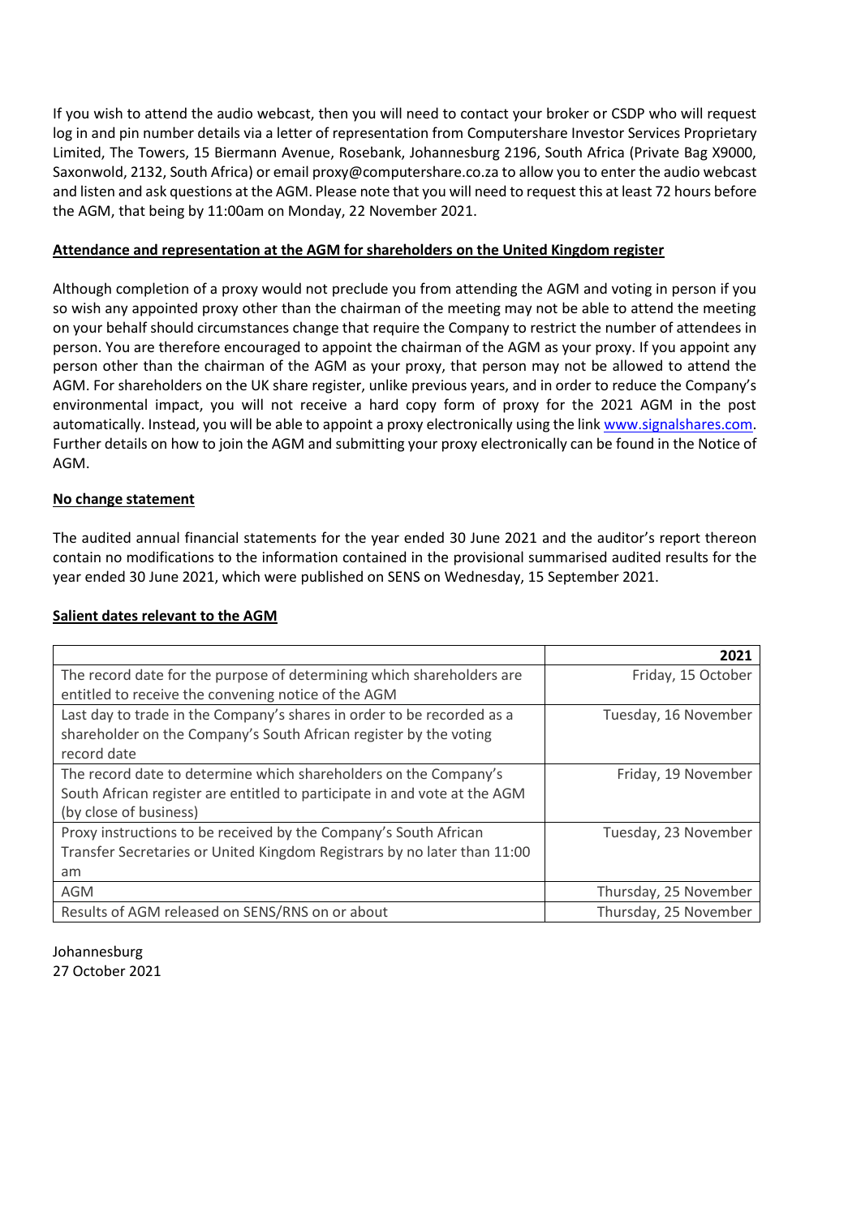If you wish to attend the audio webcast, then you will need to contact your broker or CSDP who will request log in and pin number details via a letter of representation from Computershare Investor Services Proprietary Limited, The Towers, 15 Biermann Avenue, Rosebank, Johannesburg 2196, South Africa (Private Bag X9000, Saxonwold, 2132, South Africa) or email proxy@computershare.co.za to allow you to enter the audio webcast and listen and ask questions at the AGM. Please note that you will need to request this at least 72 hours before the AGM, that being by 11:00am on Monday, 22 November 2021.

**Attendance and representation at the AGM for shareholders on the United Kingdom register**

Although completion of a proxy would not preclude you from attending the AGM and voting in person if you so wish any appointed proxy other than the chairman of the meeting may not be able to attend the meeting on your behalf should circumstances change that require the Company to restrict the number of attendees in person. You are therefore encouraged to appoint the chairman of the AGM as your proxy. If you appoint any person other than the chairman of the AGM as your proxy, that person may not be allowed to attend the AGM. For shareholders on the UK share register, unlike previous years, and in order to reduce the Company's environmental impact, you will not receive a hard copy form of proxy for the 2021 AGM in the post automatically. Instead, you will be able to appoint a proxy electronically using the link www.signalshares.com. Further details on how to join the AGM and submitting your proxy electronically can be found in the Notice of AGM.

**No change statement**

The audited annual financial statements for the year ended 30 June 2021 and the auditor's report thereon contain no modifications to the information contained in the provisional summarised audited results for the year ended 30 June 2021, which were published on SENS on Wednesday, 15 September 2021.

**Salient dates relevant to the AGM**

| | **2021** |
|---|---|
| The record date for the purpose of determining which shareholders are entitled to receive the convening notice of the AGM | Friday, 15 October |
| Last day to trade in the Company's shares in order to be recorded as a shareholder on the Company's South African register by the voting record date | Tuesday, 16 November |
| The record date to determine which shareholders on the Company's South African register are entitled to participate in and vote at the AGM (by close of business) | Friday, 19 November |
| Proxy instructions to be received by the Company's South African Transfer Secretaries or United Kingdom Registrars by no later than 11:00 am | Tuesday, 23 November |
| AGM | Thursday, 25 November |
| Results of AGM released on SENS/RNS on or about | Thursday, 25 November |

Johannesburg
27 October 2021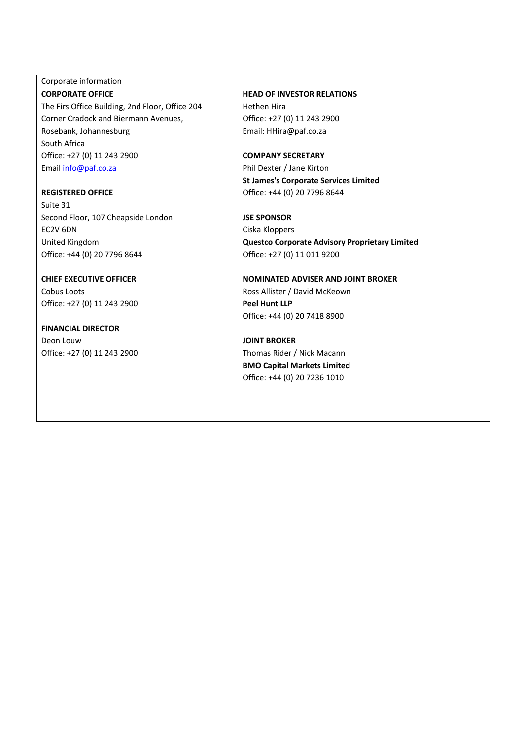Corporate information

**CORPORATE OFFICE**
The Firs Office Building, 2nd Floor, Office 204
Corner Cradock and Biermann Avenues,
Rosebank, Johannesburg
South Africa
Office: +27 (0) 11 243 2900
Email info@paf.co.za

**REGISTERED OFFICE**
Suite 31
Second Floor, 107 Cheapside London
EC2V 6DN
United Kingdom
Office: +44 (0) 20 7796 8644

**CHIEF EXECUTIVE OFFICER**
Cobus Loots
Office: +27 (0) 11 243 2900

**FINANCIAL DIRECTOR**
Deon Louw
Office: +27 (0) 11 243 2900

**HEAD OF INVESTOR RELATIONS**
Hethen Hira
Office: +27 (0) 11 243 2900
Email: HHira@paf.co.za

**COMPANY SECRETARY**
Phil Dexter / Jane Kirton
**St James's Corporate Services Limited**
Office: +44 (0) 20 7796 8644

**JSE SPONSOR**
Ciska Kloppers
**Questco Corporate Advisory Proprietary Limited**
Office: +27 (0) 11 011 9200

**NOMINATED ADVISER AND JOINT BROKER**
Ross Allister / David McKeown
**Peel Hunt LLP**
Office: +44 (0) 20 7418 8900

**JOINT BROKER**
Thomas Rider / Nick Macann
**BMO Capital Markets Limited**
Office: +44 (0) 20 7236 1010